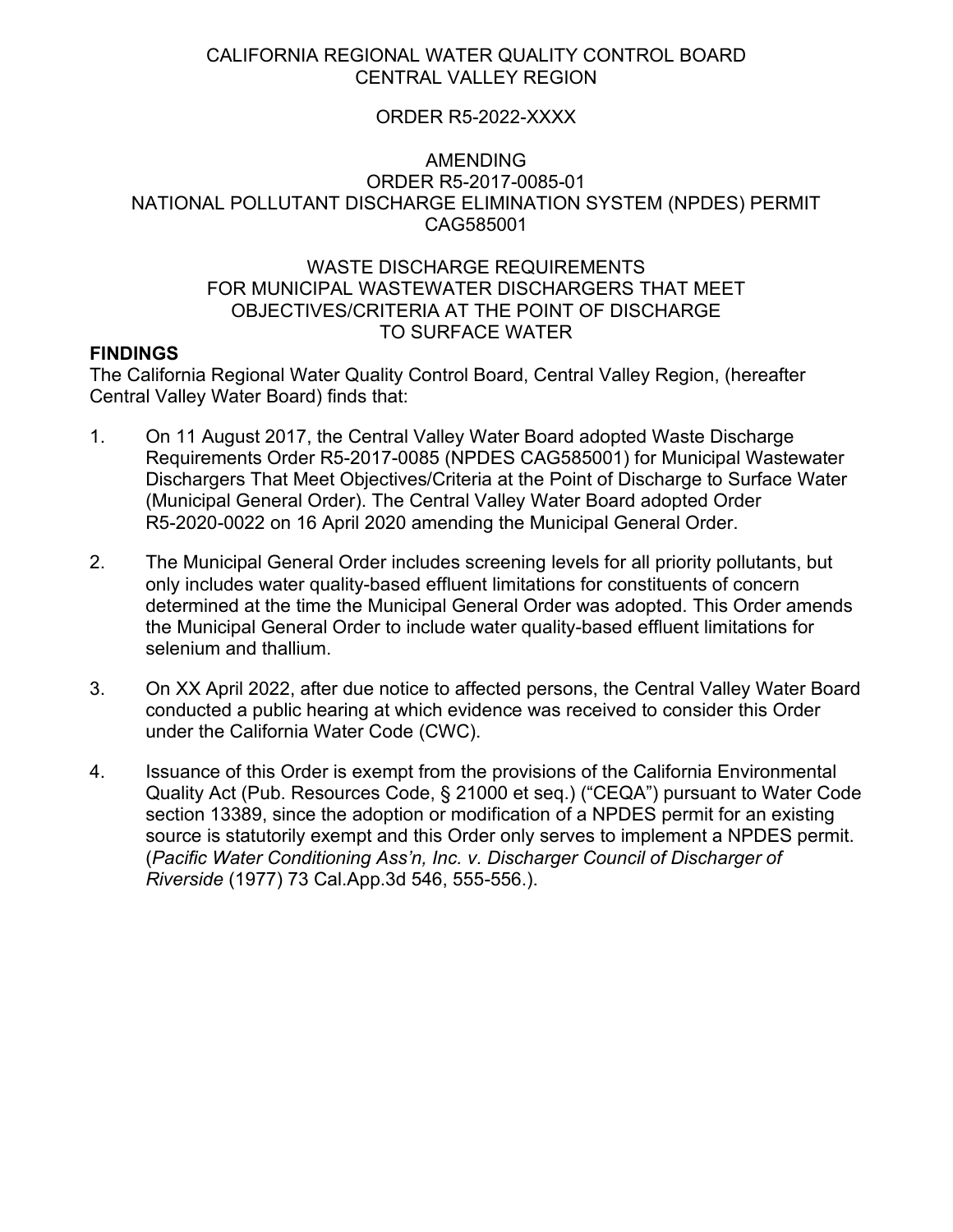CALIFORNIA REGIONAL WATER QUALITY CONTROL BOARD
CENTRAL VALLEY REGION

ORDER R5-2022-XXXX

AMENDING
ORDER R5-2017-0085-01
NATIONAL POLLUTANT DISCHARGE ELIMINATION SYSTEM (NPDES) PERMIT
CAG585001

WASTE DISCHARGE REQUIREMENTS
FOR MUNICIPAL WASTEWATER DISCHARGERS THAT MEET
OBJECTIVES/CRITERIA AT THE POINT OF DISCHARGE
TO SURFACE WATER

## FINDINGS

The California Regional Water Quality Control Board, Central Valley Region, (hereafter Central Valley Water Board) finds that:

1. On 11 August 2017, the Central Valley Water Board adopted Waste Discharge Requirements Order R5-2017-0085 (NPDES CAG585001) for Municipal Wastewater Dischargers That Meet Objectives/Criteria at the Point of Discharge to Surface Water (Municipal General Order). The Central Valley Water Board adopted Order R5-2020-0022 on 16 April 2020 amending the Municipal General Order.

2. The Municipal General Order includes screening levels for all priority pollutants, but only includes water quality-based effluent limitations for constituents of concern determined at the time the Municipal General Order was adopted. This Order amends the Municipal General Order to include water quality-based effluent limitations for selenium and thallium.

3. On XX April 2022, after due notice to affected persons, the Central Valley Water Board conducted a public hearing at which evidence was received to consider this Order under the California Water Code (CWC).

4. Issuance of this Order is exempt from the provisions of the California Environmental Quality Act (Pub. Resources Code, § 21000 et seq.) ("CEQA") pursuant to Water Code section 13389, since the adoption or modification of a NPDES permit for an existing source is statutorily exempt and this Order only serves to implement a NPDES permit. (*Pacific Water Conditioning Ass'n, Inc. v. Discharger Council of Discharger of Riverside* (1977) 73 Cal.App.3d 546, 555-556.).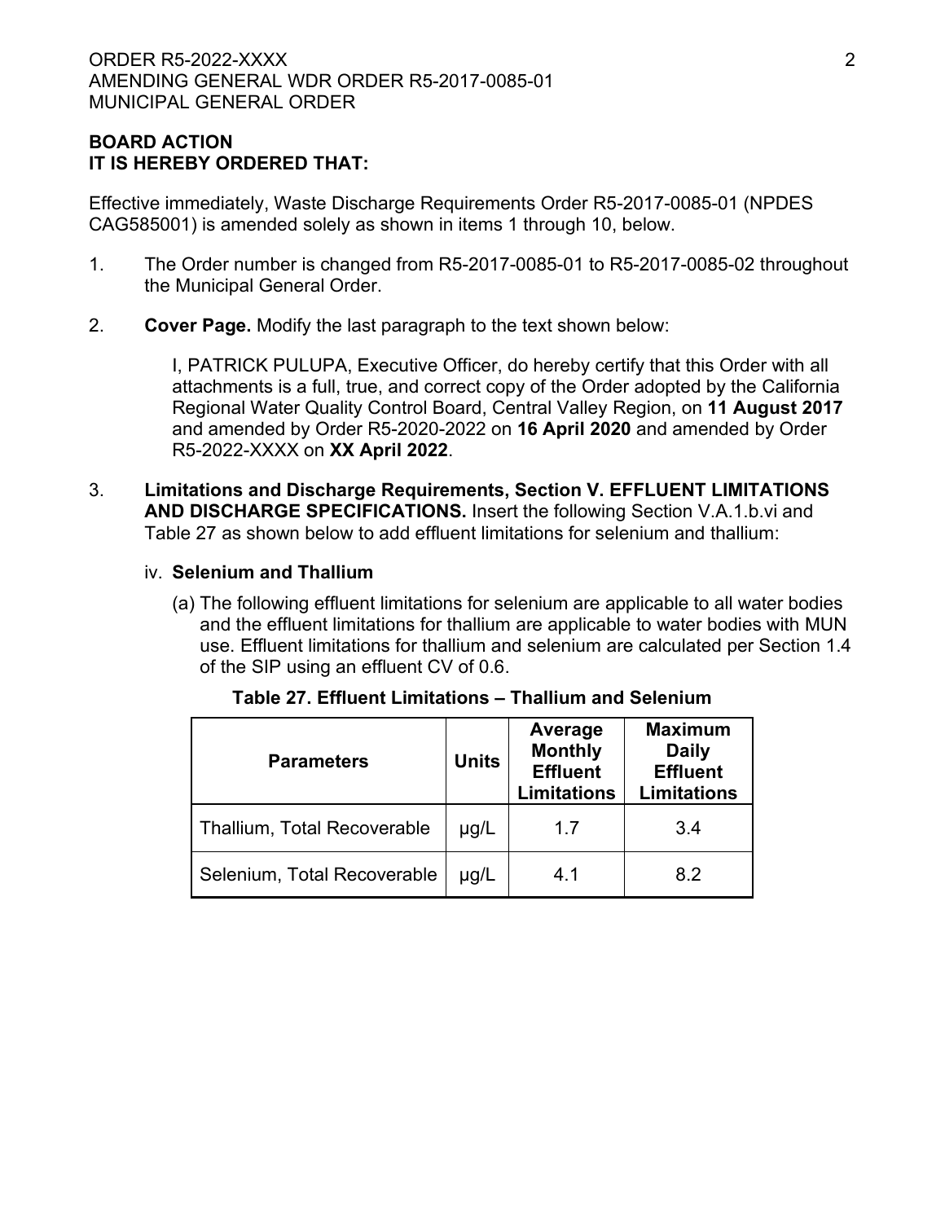**BOARD ACTION**
**IT IS HEREBY ORDERED THAT:**

Effective immediately, Waste Discharge Requirements Order R5-2017-0085-01 (NPDES CAG585001) is amended solely as shown in items 1 through 10, below.

1. The Order number is changed from R5-2017-0085-01 to R5-2017-0085-02 throughout the Municipal General Order.

2. **Cover Page.** Modify the last paragraph to the text shown below:

   I, PATRICK PULUPA, Executive Officer, do hereby certify that this Order with all attachments is a full, true, and correct copy of the Order adopted by the California Regional Water Quality Control Board, Central Valley Region, on **11 August 2017** and amended by Order R5-2020-2022 on **16 April 2020** and amended by Order R5-2022-XXXX on **XX April 2022**.

3. **Limitations and Discharge Requirements, Section V. EFFLUENT LIMITATIONS AND DISCHARGE SPECIFICATIONS.** Insert the following Section V.A.1.b.vi and Table 27 as shown below to add effluent limitations for selenium and thallium:

   iv. **Selenium and Thallium**

   (a) The following effluent limitations for selenium are applicable to all water bodies and the effluent limitations for thallium are applicable to water bodies with MUN use. Effluent limitations for thallium and selenium are calculated per Section 1.4 of the SIP using an effluent CV of 0.6.

**Table 27. Effluent Limitations – Thallium and Selenium**

| Parameters | Units | Average Monthly Effluent Limitations | Maximum Daily Effluent Limitations |
|---|---|---|---|
| Thallium, Total Recoverable | μg/L | 1.7 | 3.4 |
| Selenium, Total Recoverable | μg/L | 4.1 | 8.2 |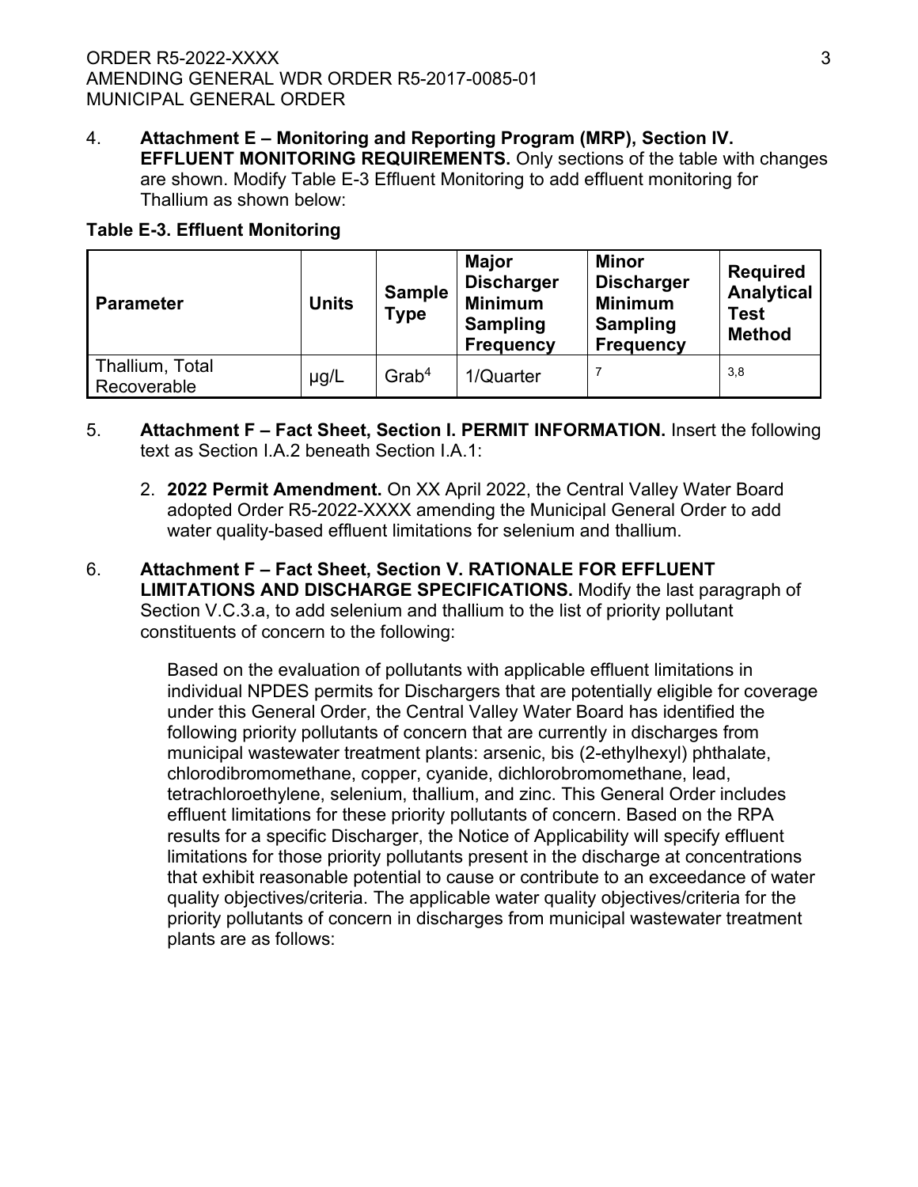4. **Attachment E – Monitoring and Reporting Program (MRP), Section IV. EFFLUENT MONITORING REQUIREMENTS.** Only sections of the table with changes are shown. Modify Table E-3 Effluent Monitoring to add effluent monitoring for Thallium as shown below:

**Table E-3. Effluent Monitoring**

| Parameter | Units | Sample Type | Major Discharger Minimum Sampling Frequency | Minor Discharger Minimum Sampling Frequency | Required Analytical Test Method |
|---|---|---|---|---|---|
| Thallium, Total Recoverable | µg/L | Grab[4] | 1/Quarter | [7] | [3,8] |

5. **Attachment F – Fact Sheet, Section I. PERMIT INFORMATION.** Insert the following text as Section I.A.2 beneath Section I.A.1:

   2. **2022 Permit Amendment.** On XX April 2022, the Central Valley Water Board adopted Order R5-2022-XXXX amending the Municipal General Order to add water quality-based effluent limitations for selenium and thallium.

6. **Attachment F – Fact Sheet, Section V. RATIONALE FOR EFFLUENT LIMITATIONS AND DISCHARGE SPECIFICATIONS.** Modify the last paragraph of Section V.C.3.a, to add selenium and thallium to the list of priority pollutant constituents of concern to the following:

   Based on the evaluation of pollutants with applicable effluent limitations in individual NPDES permits for Dischargers that are potentially eligible for coverage under this General Order, the Central Valley Water Board has identified the following priority pollutants of concern that are currently in discharges from municipal wastewater treatment plants: arsenic, bis (2-ethylhexyl) phthalate, chlorodibromomethane, copper, cyanide, dichlorobromomethane, lead, tetrachloroethylene, selenium, thallium, and zinc. This General Order includes effluent limitations for these priority pollutants of concern. Based on the RPA results for a specific Discharger, the Notice of Applicability will specify effluent limitations for those priority pollutants present in the discharge at concentrations that exhibit reasonable potential to cause or contribute to an exceedance of water quality objectives/criteria. The applicable water quality objectives/criteria for the priority pollutants of concern in discharges from municipal wastewater treatment plants are as follows: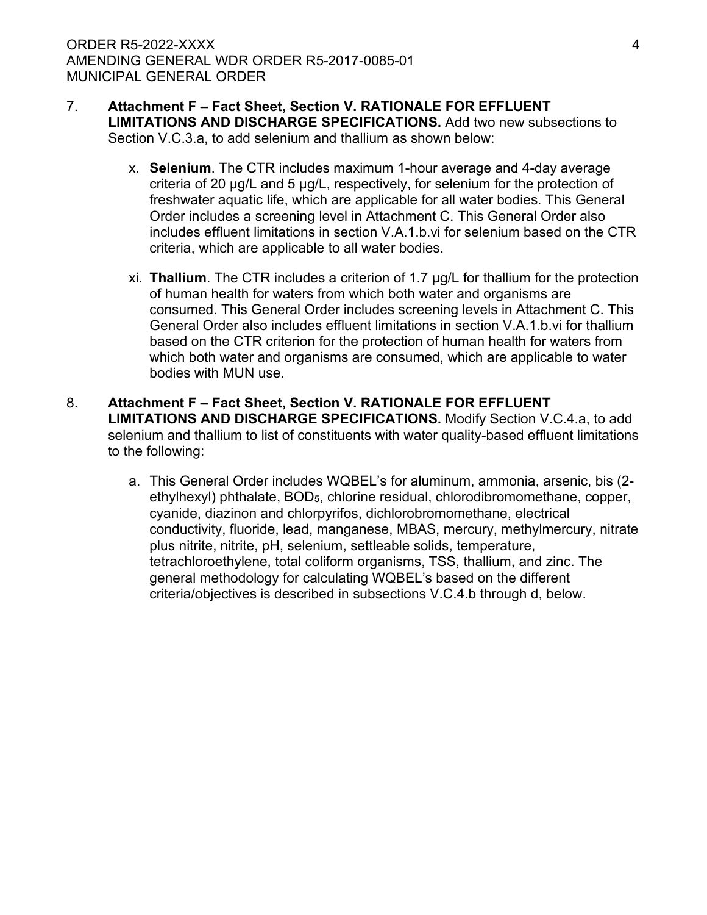7. **Attachment F – Fact Sheet, Section V. RATIONALE FOR EFFLUENT LIMITATIONS AND DISCHARGE SPECIFICATIONS.** Add two new subsections to Section V.C.3.a, to add selenium and thallium as shown below:

    x. **Selenium**. The CTR includes maximum 1-hour average and 4-day average criteria of 20 µg/L and 5 µg/L, respectively, for selenium for the protection of freshwater aquatic life, which are applicable for all water bodies. This General Order includes a screening level in Attachment C. This General Order also includes effluent limitations in section V.A.1.b.vi for selenium based on the CTR criteria, which are applicable to all water bodies.

    xi. **Thallium**. The CTR includes a criterion of 1.7 µg/L for thallium for the protection of human health for waters from which both water and organisms are consumed. This General Order includes screening levels in Attachment C. This General Order also includes effluent limitations in section V.A.1.b.vi for thallium based on the CTR criterion for the protection of human health for waters from which both water and organisms are consumed, which are applicable to water bodies with MUN use.

8. **Attachment F – Fact Sheet, Section V. RATIONALE FOR EFFLUENT LIMITATIONS AND DISCHARGE SPECIFICATIONS.** Modify Section V.C.4.a, to add selenium and thallium to list of constituents with water quality-based effluent limitations to the following:

    a. This General Order includes WQBEL's for aluminum, ammonia, arsenic, bis (2-ethylhexyl) phthalate, $BOD_5$, chlorine residual, chlorodibromomethane, copper, cyanide, diazinon and chlorpyrifos, dichlorobromomethane, electrical conductivity, fluoride, lead, manganese, MBAS, mercury, methylmercury, nitrate plus nitrite, nitrite, pH, selenium, settleable solids, temperature, tetrachloroethylene, total coliform organisms, TSS, thallium, and zinc. The general methodology for calculating WQBEL's based on the different criteria/objectives is described in subsections V.C.4.b through d, below.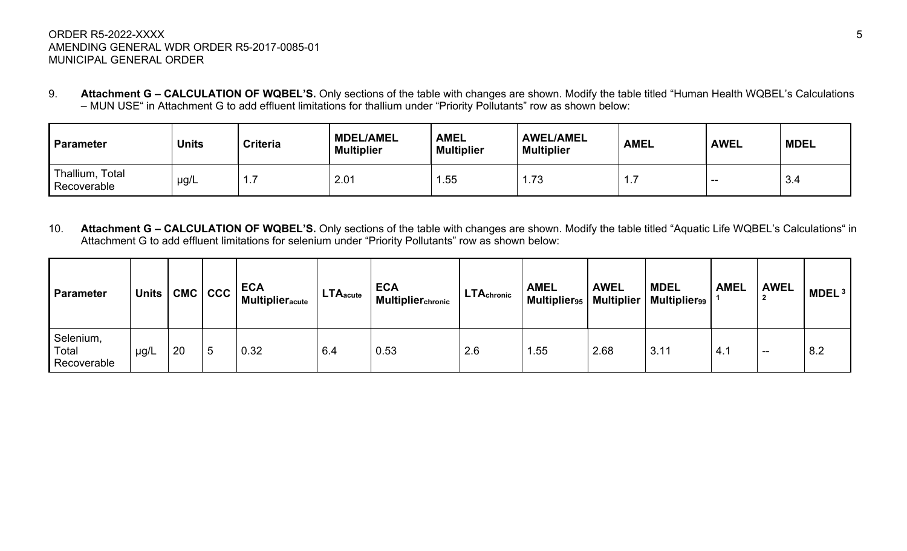9. **Attachment G – CALCULATION OF WQBEL'S.** Only sections of the table with changes are shown. Modify the table titled "Human Health WQBEL's Calculations – MUN USE" in Attachment G to add effluent limitations for thallium under "Priority Pollutants" row as shown below:

| Parameter | Units | Criteria | MDEL/AMEL Multiplier | AMEL Multiplier | AWEL/AMEL Multiplier | AMEL | AWEL | MDEL |
|---|---|---|---|---|---|---|---|---|
| Thallium, Total Recoverable | µg/L | 1.7 | 2.01 | 1.55 | 1.73 | 1.7 | -- | 3.4 |

10. **Attachment G – CALCULATION OF WQBEL'S.** Only sections of the table with changes are shown. Modify the table titled "Aquatic Life WQBEL's Calculations" in Attachment G to add effluent limitations for selenium under "Priority Pollutants" row as shown below:

| Parameter | Units | CMC | CCC | ECA $Multiplier_{acute}$ | $LTA_{acute}$ | ECA $Multiplier_{chronic}$ | $LTA_{chronic}$ | AMEL $Multiplier_{95}$ | AWEL Multiplier | MDEL $Multiplier_{99}$ | AMEL [1] | AWEL [2] | MDEL [3] |
|---|---|---|---|---|---|---|---|---|---|---|---|---|---|
| Selenium, Total Recoverable | µg/L | 20 | 5 | 0.32 | 6.4 | 0.53 | 2.6 | 1.55 | 2.68 | 3.11 | 4.1 | -- | 8.2 |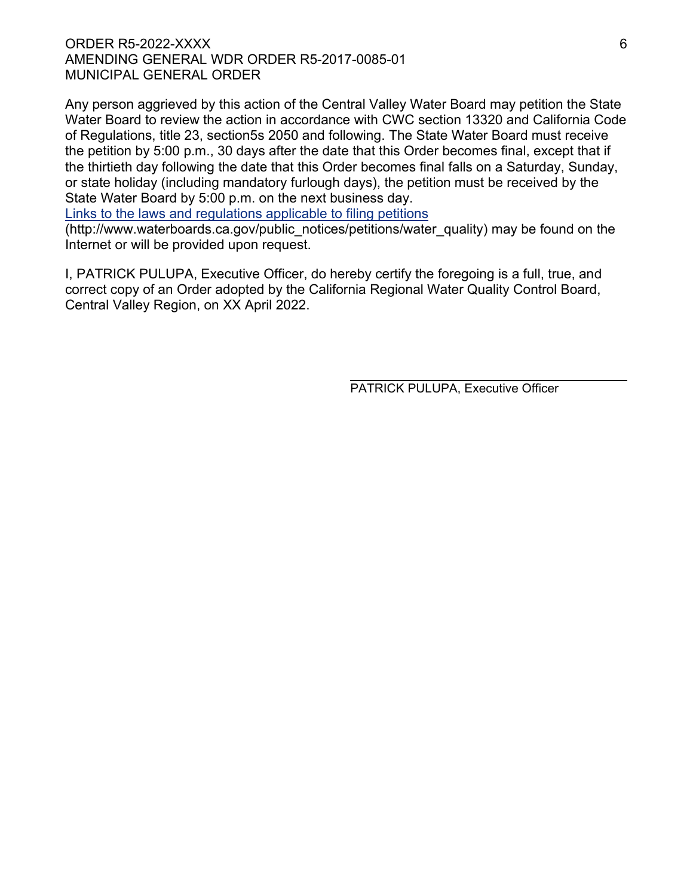Any person aggrieved by this action of the Central Valley Water Board may petition the State Water Board to review the action in accordance with CWC section 13320 and California Code of Regulations, title 23, section5s 2050 and following. The State Water Board must receive the petition by 5:00 p.m., 30 days after the date that this Order becomes final, except that if the thirtieth day following the date that this Order becomes final falls on a Saturday, Sunday, or state holiday (including mandatory furlough days), the petition must be received by the State Water Board by 5:00 p.m. on the next business day.
[Links to the laws and regulations applicable to filing petitions](http://www.waterboards.ca.gov/public_notices/petitions/water_quality)
(http://www.waterboards.ca.gov/public_notices/petitions/water_quality) may be found on the Internet or will be provided upon request.

I, PATRICK PULUPA, Executive Officer, do hereby certify the foregoing is a full, true, and correct copy of an Order adopted by the California Regional Water Quality Control Board, Central Valley Region, on XX April 2022.

PATRICK PULUPA, Executive Officer